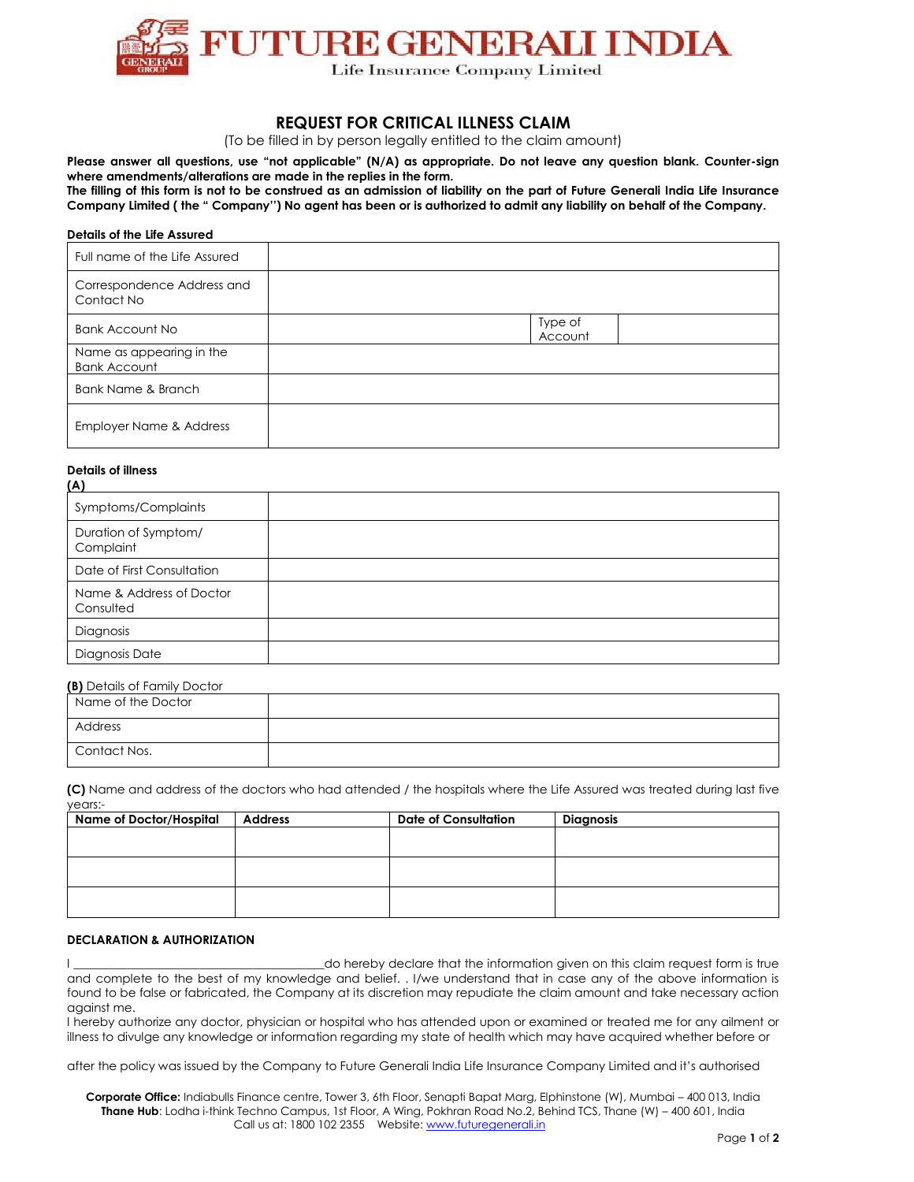# FUTURE GENERALI INDIA

Life Insurance Company Limited

## REQUEST FOR CRITICAL ILLNESS CLAIM

(To be filled in by person legally entitled to the claim amount)

**Please answer all questions, use "not applicable" (N/A) as appropriate. Do not leave any question blank. Counter-sign where amendments/alterations are made in the replies in the form.**

**The filling of this form is not to be construed as an admission of liability on the part of Future Generali India Life Insurance Company Limited ( the " Company'') No agent has been or is authorized to admit any liability on behalf of the Company.**

**Details of the Life Assured**

| | | | |
|---|---|---|---|
| Full name of the Life Assured | | | |
| Correspondence Address and Contact No | | | |
| Bank Account No | | Type of Account | |
| Name as appearing in the Bank Account | | | |
| Bank Name & Branch | | | |
| Employer Name & Address | | | |

**Details of illness**

**(A)**

| | |
|---|---|
| Symptoms/Complaints | |
| Duration of Symptom/ Complaint | |
| Date of First Consultation | |
| Name & Address of Doctor Consulted | |
| Diagnosis | |
| Diagnosis Date | |

**(B)** Details of Family Doctor

| | |
|---|---|
| Name of the Doctor | |
| Address | |
| Contact Nos. | |

**(C)** Name and address of the doctors who had attended / the hospitals where the Life Assured was treated during last five years:-

| Name of Doctor/Hospital | Address | Date of Consultation | Diagnosis |
|---|---|---|---|
| | | | |
| | | | |
| | | | |

**DECLARATION & AUTHORIZATION**

I ________________________________________do hereby declare that the information given on this claim request form is true and complete to the best of my knowledge and belief. . I/we understand that in case any of the above information is found to be false or fabricated, the Company at its discretion may repudiate the claim amount and take necessary action against me.

I hereby authorize any doctor, physician or hospital who has attended upon or examined or treated me for any ailment or illness to divulge any knowledge or information regarding my state of health which may have acquired whether before or

after the policy was issued by the Company to Future Generali India Life Insurance Company Limited and it's authorised

**Corporate Office:** Indiabulls Finance centre, Tower 3, 6th Floor, Senapti Bapat Marg, Elphinstone (W), Mumbai – 400 013, India
**Thane Hub**: Lodha i-think Techno Campus, 1st Floor, A Wing, Pokhran Road No.2, Behind TCS, Thane (W) – 400 601, India
Call us at: 1800 102 2355 Website: www.futuregenerali.in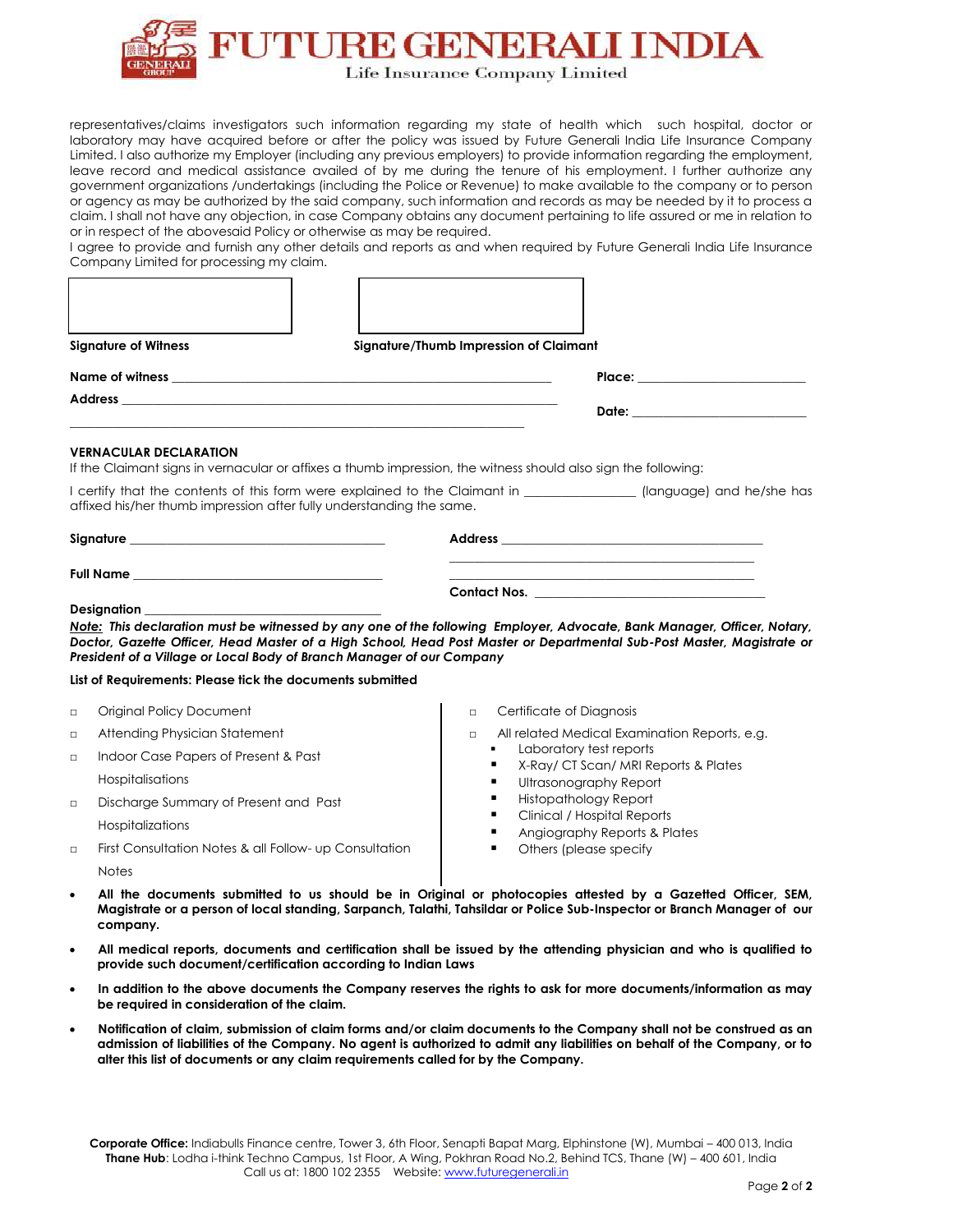representatives/claims investigators such information regarding my state of health which such hospital, doctor or laboratory may have acquired before or after the policy was issued by Future Generali India Life Insurance Company Limited. I also authorize my Employer (including any previous employers) to provide information regarding the employment, leave record and medical assistance availed of by me during the tenure of his employment. I further authorize any government organizations /undertakings (including the Police or Revenue) to make available to the company or to person or agency as may be authorized by the said company, such information and records as may be needed by it to process a claim. I shall not have any objection, in case Company obtains any document pertaining to life assured or me in relation to or in respect of the abovesaid Policy or otherwise as may be required.

I agree to provide and furnish any other details and reports as and when required by Future Generali India Life Insurance Company Limited for processing my claim.

**Signature of Witness** **Signature/Thumb Impression of Claimant**

**Name of witness** ____________________ **Place:** ____________________

**Address** ____________________

____________________ **Date:** ____________________

**VERNACULAR DECLARATION**

If the Claimant signs in vernacular or affixes a thumb impression, the witness should also sign the following:

I certify that the contents of this form were explained to the Claimant in ____________ (language) and he/she has affixed his/her thumb impression after fully understanding the same.

**Signature** ____________________ **Address** ____________________

____________________

**Full Name** ____________________

**Contact Nos.** ____________________

**Designation** ____________________

***Note:* This declaration must be witnessed by any one of the following Employer, Advocate, Bank Manager, Officer, Notary, Doctor, Gazette Officer, Head Master of a High School, Head Post Master or Departmental Sub-Post Master, Magistrate or President of a Village or Local Body of Branch Manager of our Company**

**List of Requirements: Please tick the documents submitted**

- □ Original Policy Document
- □ Attending Physician Statement
- □ Indoor Case Papers of Present & Past Hospitalisations
- □ Discharge Summary of Present and Past Hospitalizations
- □ First Consultation Notes & all Follow- up Consultation Notes
- □ Certificate of Diagnosis
- □ All related Medical Examination Reports, e.g.
  - Laboratory test reports
  - X-Ray/ CT Scan/ MRI Reports & Plates
  - Ultrasonography Report
  - Histopathology Report
  - Clinical / Hospital Reports
  - Angiography Reports & Plates
  - Others (please specify

- **All the documents submitted to us should be in Original or photocopies attested by a Gazetted Officer, SEM, Magistrate or a person of local standing, Sarpanch, Talathi, Tahsildar or Police Sub-Inspector or Branch Manager of our company.**
- **All medical reports, documents and certification shall be issued by the attending physician and who is qualified to provide such document/certification according to Indian Laws**
- **In addition to the above documents the Company reserves the rights to ask for more documents/information as may be required in consideration of the claim.**
- **Notification of claim, submission of claim forms and/or claim documents to the Company shall not be construed as an admission of liabilities of the Company. No agent is authorized to admit any liabilities on behalf of the Company, or to alter this list of documents or any claim requirements called for by the Company.**